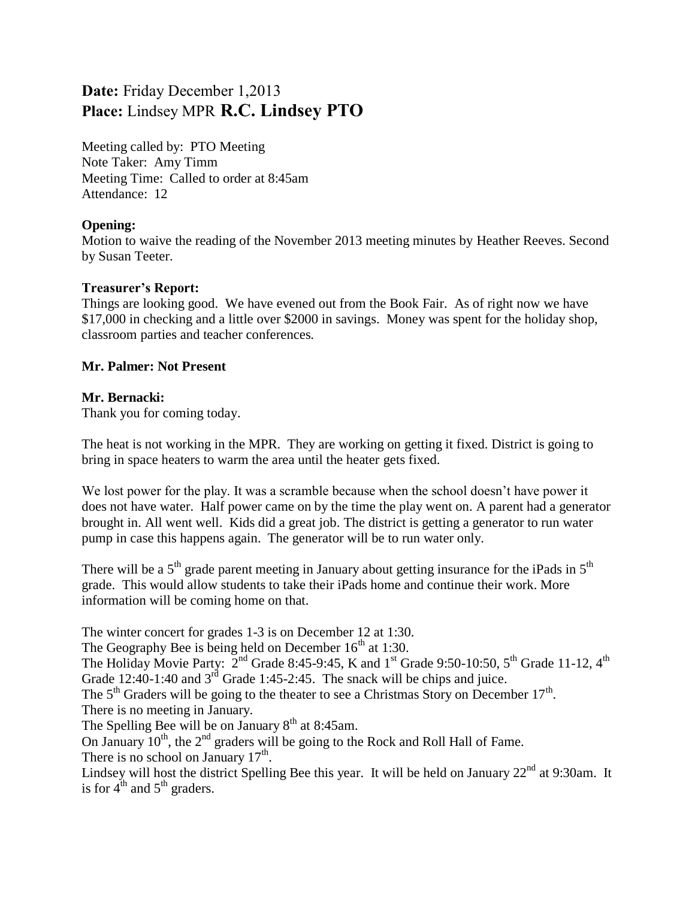**Date:** Friday December 1,2013
**Place:** Lindsey MPR **R.C. Lindsey PTO**

Meeting called by: PTO Meeting
Note Taker: Amy Timm
Meeting Time: Called to order at 8:45am
Attendance: 12

**Opening:**
Motion to waive the reading of the November 2013 meeting minutes by Heather Reeves. Second by Susan Teeter.

**Treasurer's Report:**
Things are looking good. We have evened out from the Book Fair. As of right now we have $17,000 in checking and a little over $2000 in savings. Money was spent for the holiday shop, classroom parties and teacher conferences.

**Mr. Palmer: Not Present**

**Mr. Bernacki:**
Thank you for coming today.

The heat is not working in the MPR. They are working on getting it fixed. District is going to bring in space heaters to warm the area until the heater gets fixed.

We lost power for the play. It was a scramble because when the school doesn't have power it does not have water. Half power came on by the time the play went on. A parent had a generator brought in. All went well. Kids did a great job. The district is getting a generator to run water pump in case this happens again. The generator will be to run water only.

There will be a 5th grade parent meeting in January about getting insurance for the iPads in 5th grade. This would allow students to take their iPads home and continue their work. More information will be coming home on that.

The winter concert for grades 1-3 is on December 12 at 1:30.
The Geography Bee is being held on December 16th at 1:30.
The Holiday Movie Party: 2nd Grade 8:45-9:45, K and 1st Grade 9:50-10:50, 5th Grade 11-12, 4th Grade 12:40-1:40 and 3rd Grade 1:45-2:45. The snack will be chips and juice.
The 5th Graders will be going to the theater to see a Christmas Story on December 17th.
There is no meeting in January.
The Spelling Bee will be on January 8th at 8:45am.
On January 10th, the 2nd graders will be going to the Rock and Roll Hall of Fame.
There is no school on January 17th.
Lindsey will host the district Spelling Bee this year. It will be held on January 22nd at 9:30am. It is for 4th and 5th graders.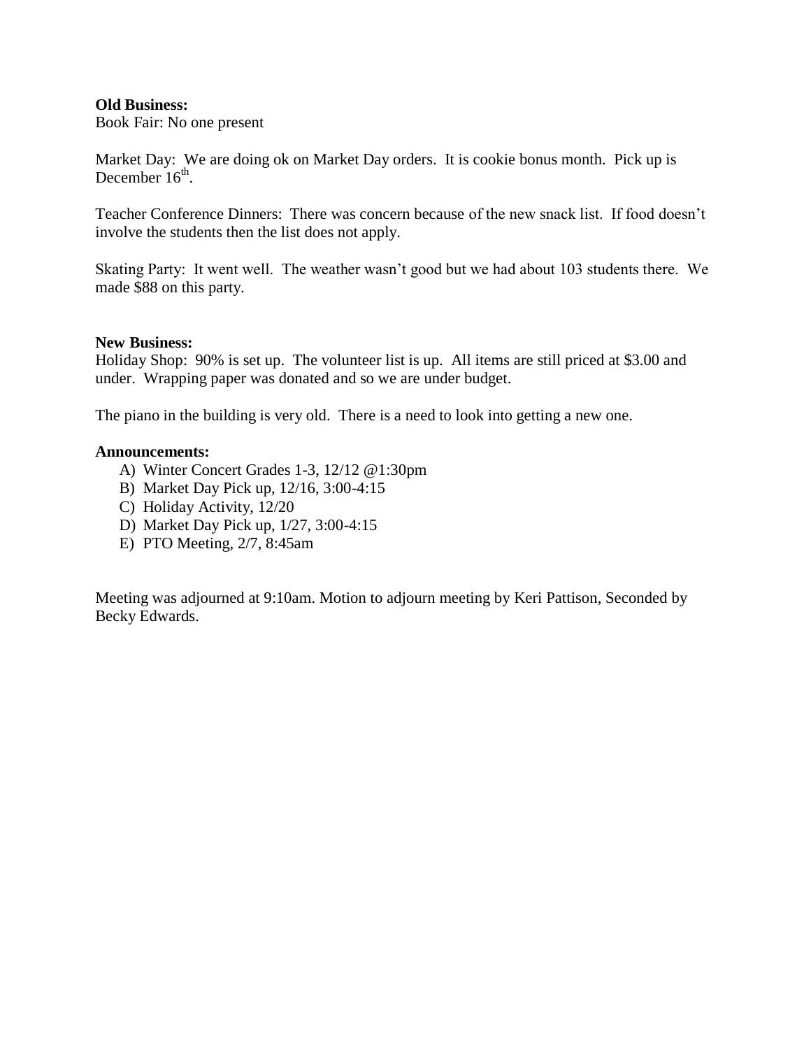**Old Business:**
Book Fair: No one present

Market Day: We are doing ok on Market Day orders. It is cookie bonus month. Pick up is December 16th.

Teacher Conference Dinners: There was concern because of the new snack list. If food doesn't involve the students then the list does not apply.

Skating Party: It went well. The weather wasn't good but we had about 103 students there. We made $88 on this party.

**New Business:**
Holiday Shop: 90% is set up. The volunteer list is up. All items are still priced at $3.00 and under. Wrapping paper was donated and so we are under budget.

The piano in the building is very old. There is a need to look into getting a new one.

**Announcements:**

A) Winter Concert Grades 1-3, 12/12 @1:30pm
B) Market Day Pick up, 12/16, 3:00-4:15
C) Holiday Activity, 12/20
D) Market Day Pick up, 1/27, 3:00-4:15
E) PTO Meeting, 2/7, 8:45am

Meeting was adjourned at 9:10am. Motion to adjourn meeting by Keri Pattison, Seconded by Becky Edwards.